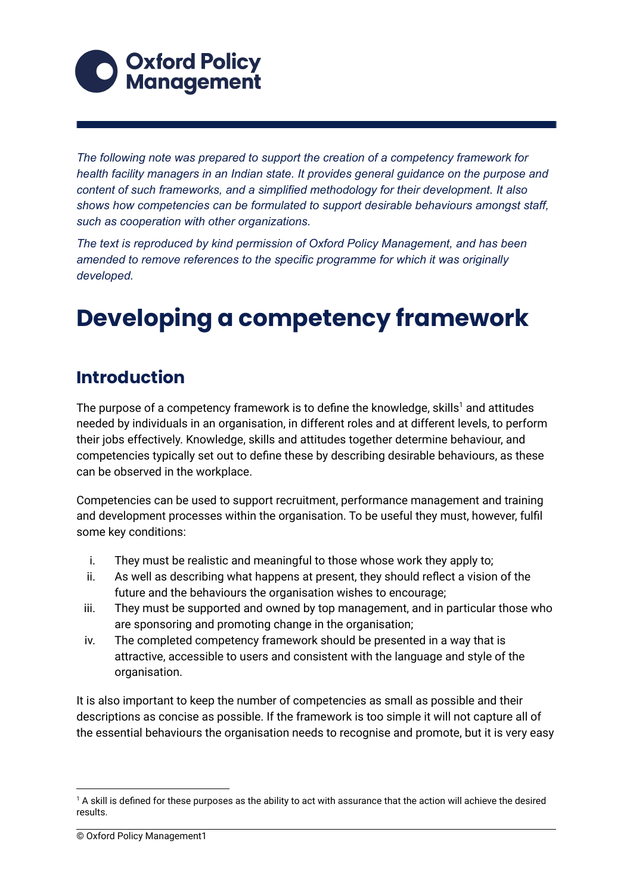*The following note was prepared to support the creation of a competency framework for health facility managers in an Indian state. It provides general guidance on the purpose and content of such frameworks, and a simplified methodology for their development. It also shows how competencies can be formulated to support desirable behaviours amongst staff, such as cooperation with other organizations.*

*The text is reproduced by kind permission of Oxford Policy Management, and has been amended to remove references to the specific programme for which it was originally developed.*

# Developing a competency framework

## Introduction

The purpose of a competency framework is to define the knowledge, skills[1] and attitudes needed by individuals in an organisation, in different roles and at different levels, to perform their jobs effectively. Knowledge, skills and attitudes together determine behaviour, and competencies typically set out to define these by describing desirable behaviours, as these can be observed in the workplace.

Competencies can be used to support recruitment, performance management and training and development processes within the organisation. To be useful they must, however, fulfil some key conditions:

i. They must be realistic and meaningful to those whose work they apply to;
ii. As well as describing what happens at present, they should reflect a vision of the future and the behaviours the organisation wishes to encourage;
iii. They must be supported and owned by top management, and in particular those who are sponsoring and promoting change in the organisation;
iv. The completed competency framework should be presented in a way that is attractive, accessible to users and consistent with the language and style of the organisation.

It is also important to keep the number of competencies as small as possible and their descriptions as concise as possible. If the framework is too simple it will not capture all of the essential behaviours the organisation needs to recognise and promote, but it is very easy

[1] A skill is defined for these purposes as the ability to act with assurance that the action will achieve the desired results.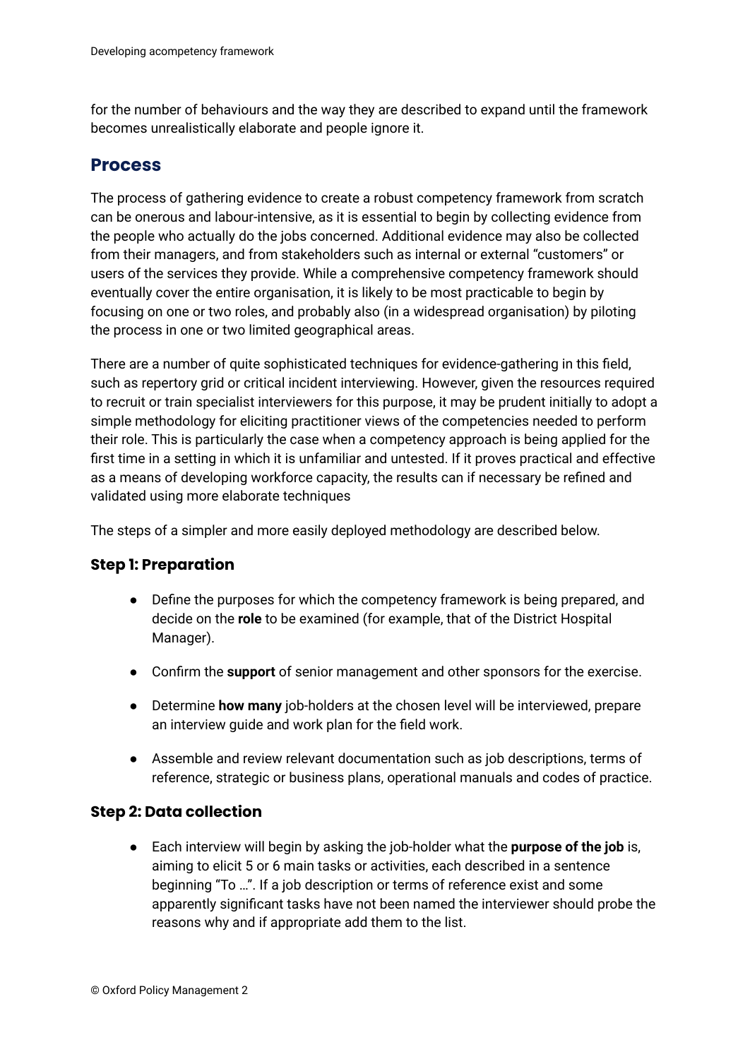for the number of behaviours and the way they are described to expand until the framework becomes unrealistically elaborate and people ignore it.

## Process

The process of gathering evidence to create a robust competency framework from scratch can be onerous and labour-intensive, as it is essential to begin by collecting evidence from the people who actually do the jobs concerned. Additional evidence may also be collected from their managers, and from stakeholders such as internal or external "customers" or users of the services they provide. While a comprehensive competency framework should eventually cover the entire organisation, it is likely to be most practicable to begin by focusing on one or two roles, and probably also (in a widespread organisation) by piloting the process in one or two limited geographical areas.

There are a number of quite sophisticated techniques for evidence-gathering in this field, such as repertory grid or critical incident interviewing. However, given the resources required to recruit or train specialist interviewers for this purpose, it may be prudent initially to adopt a simple methodology for eliciting practitioner views of the competencies needed to perform their role. This is particularly the case when a competency approach is being applied for the first time in a setting in which it is unfamiliar and untested. If it proves practical and effective as a means of developing workforce capacity, the results can if necessary be refined and validated using more elaborate techniques

The steps of a simpler and more easily deployed methodology are described below.

### Step 1: Preparation

- Define the purposes for which the competency framework is being prepared, and decide on the **role** to be examined (for example, that of the District Hospital Manager).
- Confirm the **support** of senior management and other sponsors for the exercise.
- Determine **how many** job-holders at the chosen level will be interviewed, prepare an interview guide and work plan for the field work.
- Assemble and review relevant documentation such as job descriptions, terms of reference, strategic or business plans, operational manuals and codes of practice.

### Step 2: Data collection

- Each interview will begin by asking the job-holder what the **purpose of the job** is, aiming to elicit 5 or 6 main tasks or activities, each described in a sentence beginning "To …". If a job description or terms of reference exist and some apparently significant tasks have not been named the interviewer should probe the reasons why and if appropriate add them to the list.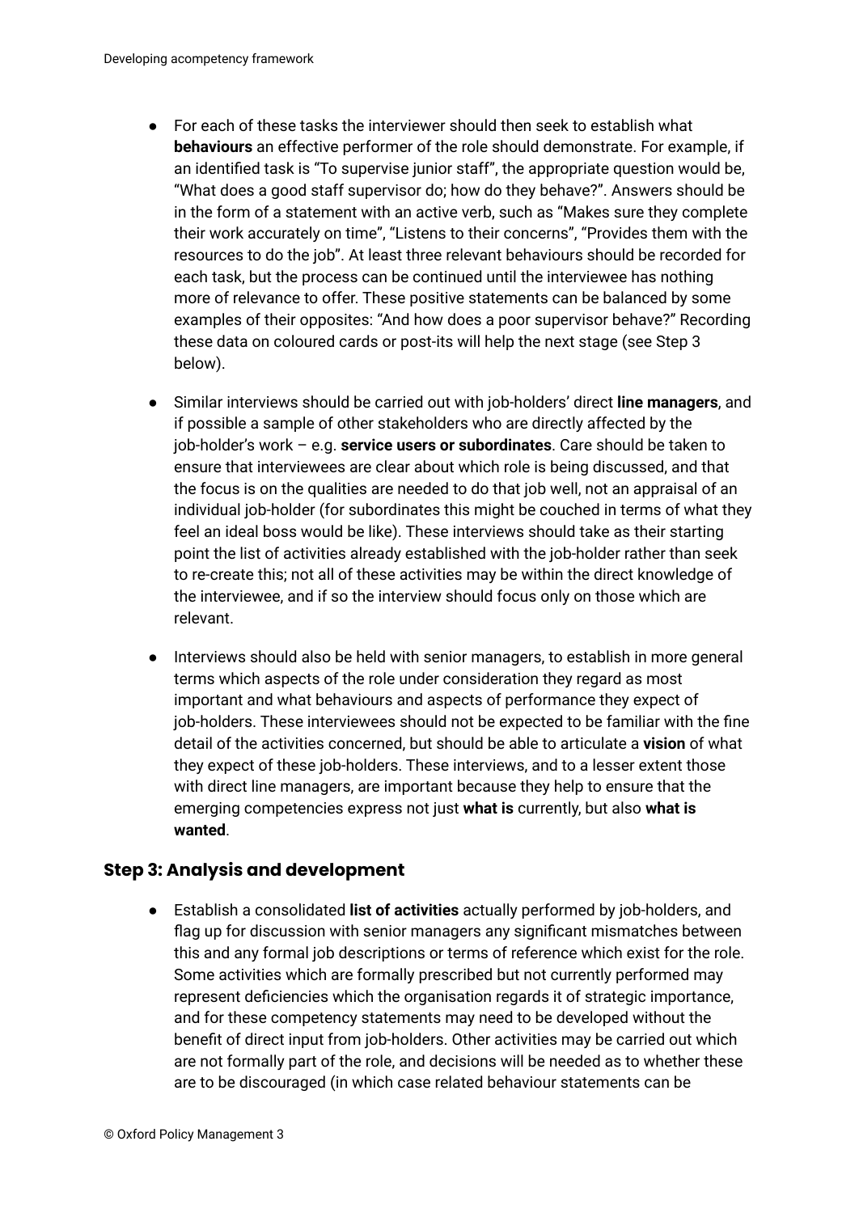- For each of these tasks the interviewer should then seek to establish what **behaviours** an effective performer of the role should demonstrate. For example, if an identified task is "To supervise junior staff", the appropriate question would be, "What does a good staff supervisor do; how do they behave?". Answers should be in the form of a statement with an active verb, such as "Makes sure they complete their work accurately on time", "Listens to their concerns", "Provides them with the resources to do the job". At least three relevant behaviours should be recorded for each task, but the process can be continued until the interviewee has nothing more of relevance to offer. These positive statements can be balanced by some examples of their opposites: "And how does a poor supervisor behave?" Recording these data on coloured cards or post-its will help the next stage (see Step 3 below).
- Similar interviews should be carried out with job-holders' direct **line managers**, and if possible a sample of other stakeholders who are directly affected by the job-holder's work – e.g. **service users or subordinates**. Care should be taken to ensure that interviewees are clear about which role is being discussed, and that the focus is on the qualities are needed to do that job well, not an appraisal of an individual job-holder (for subordinates this might be couched in terms of what they feel an ideal boss would be like). These interviews should take as their starting point the list of activities already established with the job-holder rather than seek to re-create this; not all of these activities may be within the direct knowledge of the interviewee, and if so the interview should focus only on those which are relevant.
- Interviews should also be held with senior managers, to establish in more general terms which aspects of the role under consideration they regard as most important and what behaviours and aspects of performance they expect of job-holders. These interviewees should not be expected to be familiar with the fine detail of the activities concerned, but should be able to articulate a **vision** of what they expect of these job-holders. These interviews, and to a lesser extent those with direct line managers, are important because they help to ensure that the emerging competencies express not just **what is** currently, but also **what is wanted**.

## Step 3: Analysis and development

- Establish a consolidated **list of activities** actually performed by job-holders, and flag up for discussion with senior managers any significant mismatches between this and any formal job descriptions or terms of reference which exist for the role. Some activities which are formally prescribed but not currently performed may represent deficiencies which the organisation regards it of strategic importance, and for these competency statements may need to be developed without the benefit of direct input from job-holders. Other activities may be carried out which are not formally part of the role, and decisions will be needed as to whether these are to be discouraged (in which case related behaviour statements can be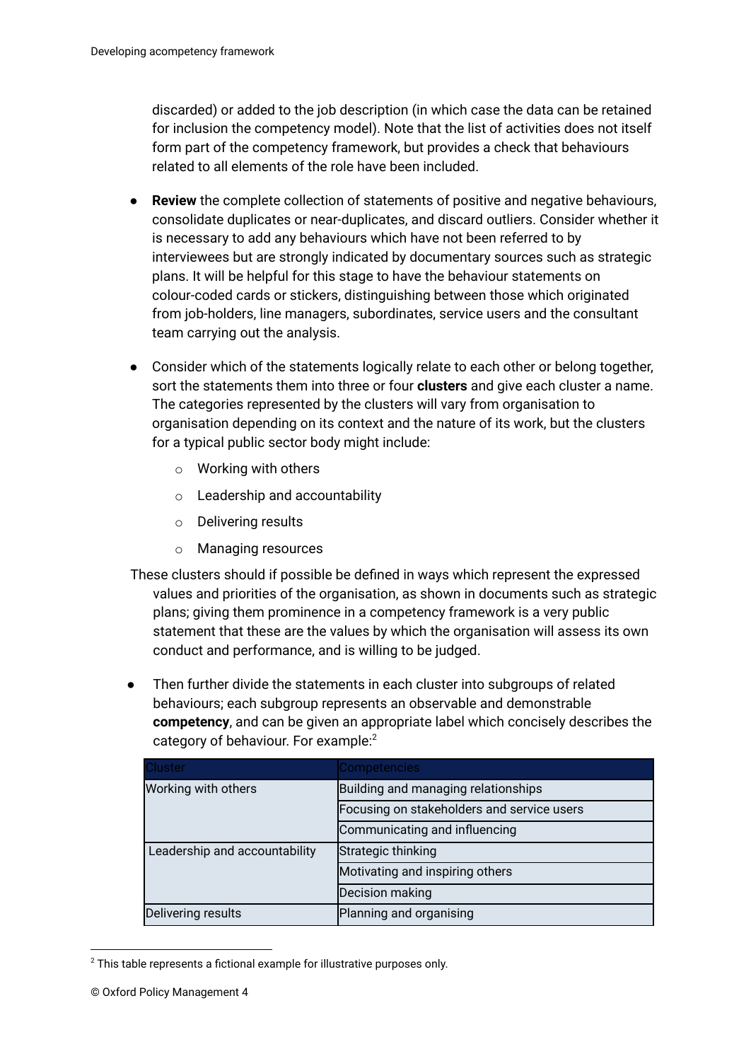discarded) or added to the job description (in which case the data can be retained for inclusion the competency model). Note that the list of activities does not itself form part of the competency framework, but provides a check that behaviours related to all elements of the role have been included.

- **Review** the complete collection of statements of positive and negative behaviours, consolidate duplicates or near-duplicates, and discard outliers. Consider whether it is necessary to add any behaviours which have not been referred to by interviewees but are strongly indicated by documentary sources such as strategic plans. It will be helpful for this stage to have the behaviour statements on colour-coded cards or stickers, distinguishing between those which originated from job-holders, line managers, subordinates, service users and the consultant team carrying out the analysis.

- Consider which of the statements logically relate to each other or belong together, sort the statements them into three or four **clusters** and give each cluster a name. The categories represented by the clusters will vary from organisation to organisation depending on its context and the nature of its work, but the clusters for a typical public sector body might include:
  - Working with others
  - Leadership and accountability
  - Delivering results
  - Managing resources

These clusters should if possible be defined in ways which represent the expressed values and priorities of the organisation, as shown in documents such as strategic plans; giving them prominence in a competency framework is a very public statement that these are the values by which the organisation will assess its own conduct and performance, and is willing to be judged.

- Then further divide the statements in each cluster into subgroups of related behaviours; each subgroup represents an observable and demonstrable **competency**, and can be given an appropriate label which concisely describes the category of behaviour. For example:[2]

| Cluster | Competencies |
|---|---|
| Working with others | Building and managing relationships |
| | Focusing on stakeholders and service users |
| | Communicating and influencing |
| Leadership and accountability | Strategic thinking |
| | Motivating and inspiring others |
| | Decision making |
| Delivering results | Planning and organising |

[2] This table represents a fictional example for illustrative purposes only.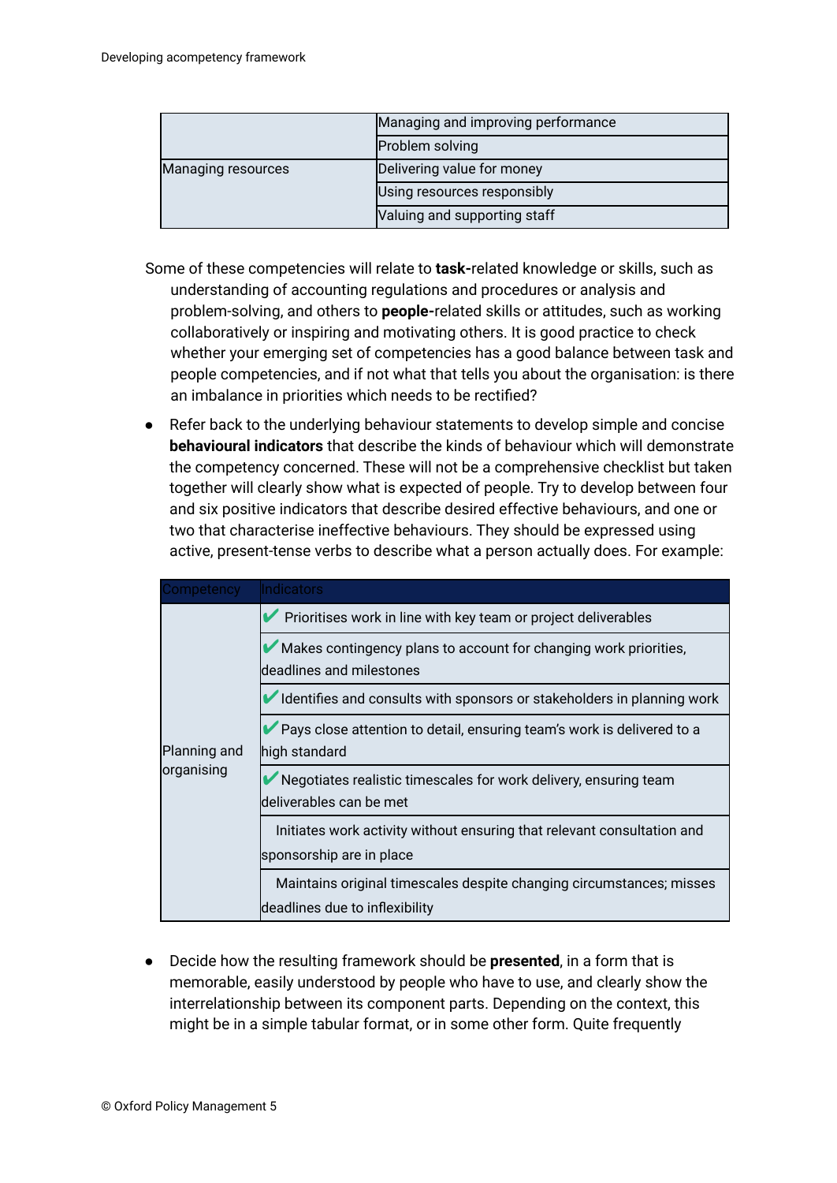| | |
|---|---|
| | Managing and improving performance |
| | Problem solving |
| Managing resources | Delivering value for money |
| | Using resources responsibly |
| | Valuing and supporting staff |

Some of these competencies will relate to **task-**related knowledge or skills, such as understanding of accounting regulations and procedures or analysis and problem-solving, and others to **people-**related skills or attitudes, such as working collaboratively or inspiring and motivating others. It is good practice to check whether your emerging set of competencies has a good balance between task and people competencies, and if not what that tells you about the organisation: is there an imbalance in priorities which needs to be rectified?

- Refer back to the underlying behaviour statements to develop simple and concise **behavioural indicators** that describe the kinds of behaviour which will demonstrate the competency concerned. These will not be a comprehensive checklist but taken together will clearly show what is expected of people. Try to develop between four and six positive indicators that describe desired effective behaviours, and one or two that characterise ineffective behaviours. They should be expressed using active, present-tense verbs to describe what a person actually does. For example:

| Competency | Indicators |
|---|---|
| Planning and organising | ✔ Prioritises work in line with key team or project deliverables |
| | ✔ Makes contingency plans to account for changing work priorities, deadlines and milestones |
| | ✔ Identifies and consults with sponsors or stakeholders in planning work |
| | ✔ Pays close attention to detail, ensuring team's work is delivered to a high standard |
| | ✔ Negotiates realistic timescales for work delivery, ensuring team deliverables can be met |
| | Initiates work activity without ensuring that relevant consultation and sponsorship are in place |
| | Maintains original timescales despite changing circumstances; misses deadlines due to inflexibility |

- Decide how the resulting framework should be **presented**, in a form that is memorable, easily understood by people who have to use, and clearly show the interrelationship between its component parts. Depending on the context, this might be in a simple tabular format, or in some other form. Quite frequently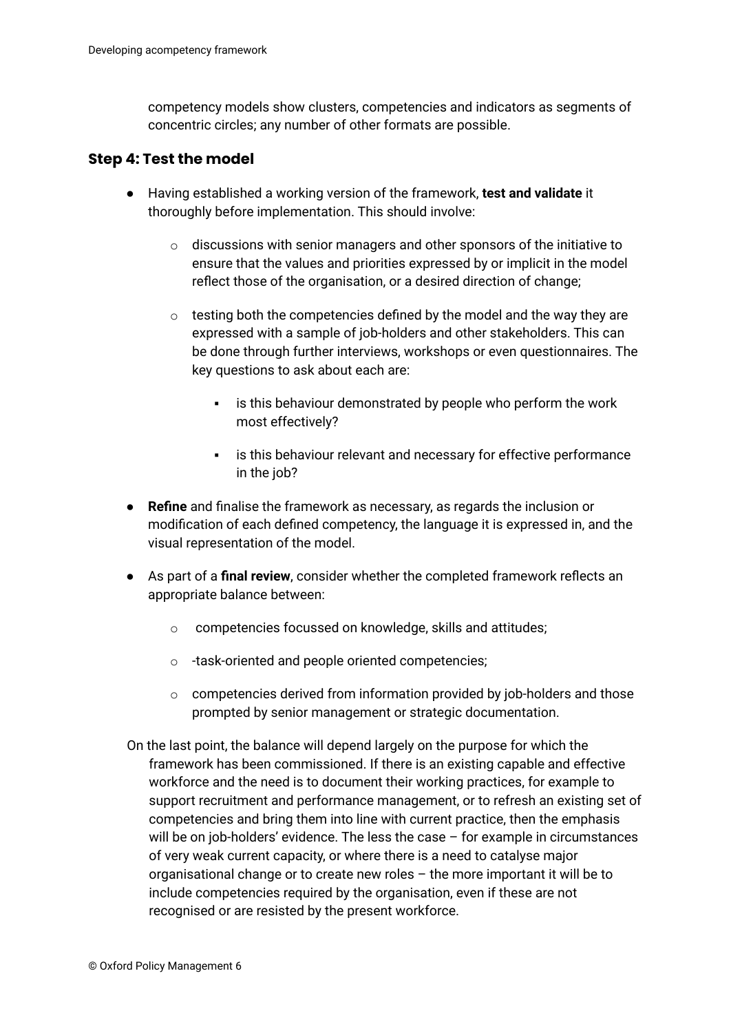competency models show clusters, competencies and indicators as segments of concentric circles; any number of other formats are possible.

### Step 4: Test the model

- Having established a working version of the framework, **test and validate** it thoroughly before implementation. This should involve:
    - discussions with senior managers and other sponsors of the initiative to ensure that the values and priorities expressed by or implicit in the model reflect those of the organisation, or a desired direction of change;
    - testing both the competencies defined by the model and the way they are expressed with a sample of job-holders and other stakeholders. This can be done through further interviews, workshops or even questionnaires. The key questions to ask about each are:
        - is this behaviour demonstrated by people who perform the work most effectively?
        - is this behaviour relevant and necessary for effective performance in the job?
- **Refine** and finalise the framework as necessary, as regards the inclusion or modification of each defined competency, the language it is expressed in, and the visual representation of the model.
- As part of a **final review**, consider whether the completed framework reflects an appropriate balance between:
    - competencies focussed on knowledge, skills and attitudes;
    - -task-oriented and people oriented competencies;
    - competencies derived from information provided by job-holders and those prompted by senior management or strategic documentation.

On the last point, the balance will depend largely on the purpose for which the framework has been commissioned. If there is an existing capable and effective workforce and the need is to document their working practices, for example to support recruitment and performance management, or to refresh an existing set of competencies and bring them into line with current practice, then the emphasis will be on job-holders' evidence. The less the case – for example in circumstances of very weak current capacity, or where there is a need to catalyse major organisational change or to create new roles – the more important it will be to include competencies required by the organisation, even if these are not recognised or are resisted by the present workforce.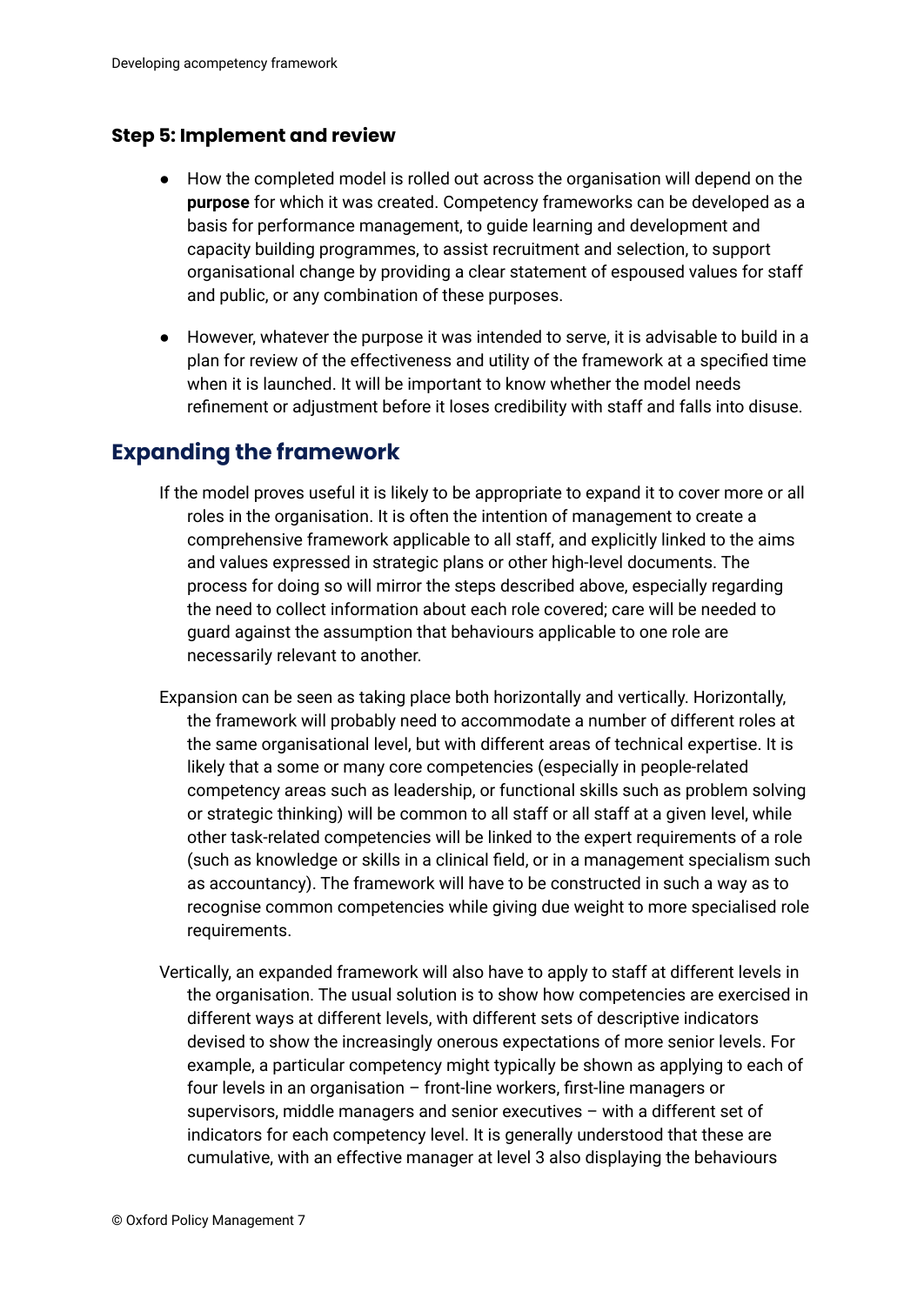### Step 5: Implement and review

- How the completed model is rolled out across the organisation will depend on the **purpose** for which it was created. Competency frameworks can be developed as a basis for performance management, to guide learning and development and capacity building programmes, to assist recruitment and selection, to support organisational change by providing a clear statement of espoused values for staff and public, or any combination of these purposes.
- However, whatever the purpose it was intended to serve, it is advisable to build in a plan for review of the effectiveness and utility of the framework at a specified time when it is launched. It will be important to know whether the model needs refinement or adjustment before it loses credibility with staff and falls into disuse.

## Expanding the framework

If the model proves useful it is likely to be appropriate to expand it to cover more or all roles in the organisation. It is often the intention of management to create a comprehensive framework applicable to all staff, and explicitly linked to the aims and values expressed in strategic plans or other high-level documents. The process for doing so will mirror the steps described above, especially regarding the need to collect information about each role covered; care will be needed to guard against the assumption that behaviours applicable to one role are necessarily relevant to another.

Expansion can be seen as taking place both horizontally and vertically. Horizontally, the framework will probably need to accommodate a number of different roles at the same organisational level, but with different areas of technical expertise. It is likely that a some or many core competencies (especially in people-related competency areas such as leadership, or functional skills such as problem solving or strategic thinking) will be common to all staff or all staff at a given level, while other task-related competencies will be linked to the expert requirements of a role (such as knowledge or skills in a clinical field, or in a management specialism such as accountancy). The framework will have to be constructed in such a way as to recognise common competencies while giving due weight to more specialised role requirements.

Vertically, an expanded framework will also have to apply to staff at different levels in the organisation. The usual solution is to show how competencies are exercised in different ways at different levels, with different sets of descriptive indicators devised to show the increasingly onerous expectations of more senior levels. For example, a particular competency might typically be shown as applying to each of four levels in an organisation – front-line workers, first-line managers or supervisors, middle managers and senior executives – with a different set of indicators for each competency level. It is generally understood that these are cumulative, with an effective manager at level 3 also displaying the behaviours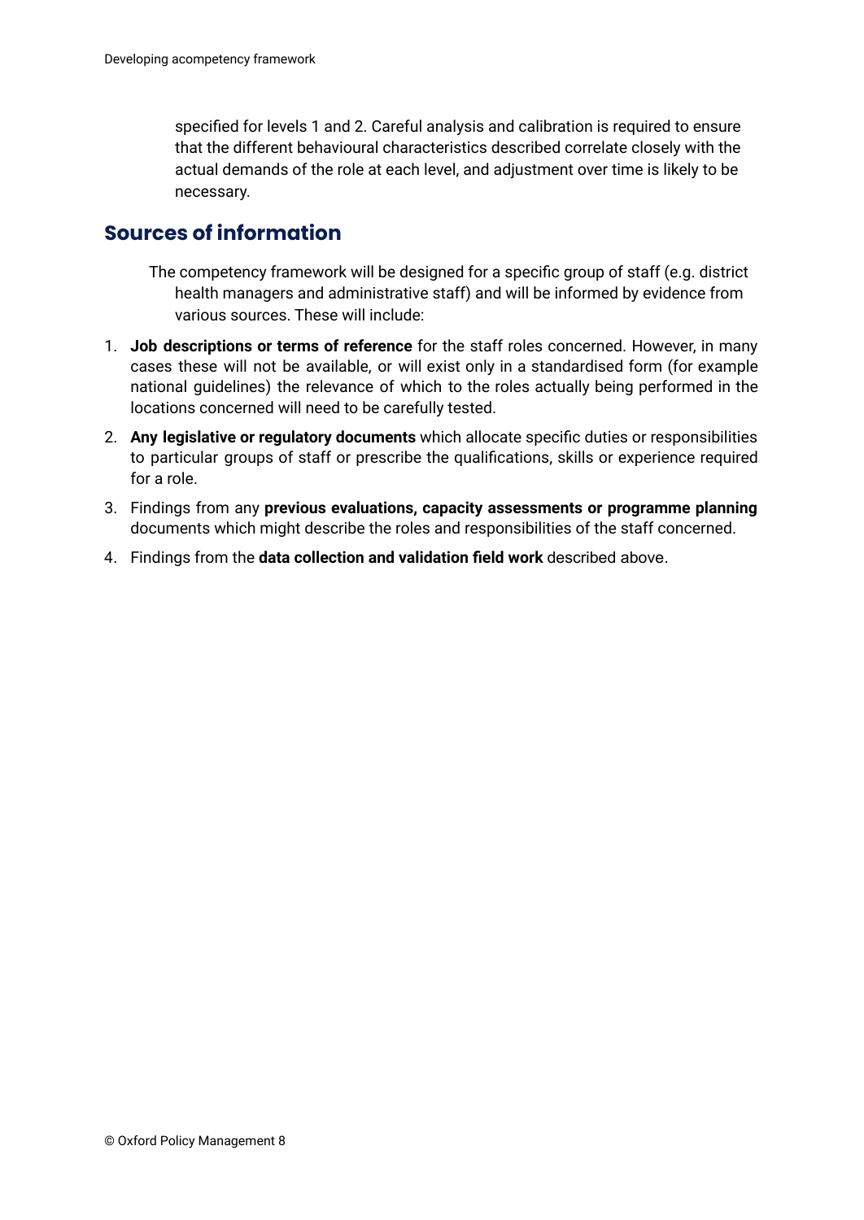specified for levels 1 and 2. Careful analysis and calibration is required to ensure that the different behavioural characteristics described correlate closely with the actual demands of the role at each level, and adjustment over time is likely to be necessary.

## Sources of information

The competency framework will be designed for a specific group of staff (e.g. district health managers and administrative staff) and will be informed by evidence from various sources. These will include:

1. **Job descriptions or terms of reference** for the staff roles concerned. However, in many cases these will not be available, or will exist only in a standardised form (for example national guidelines) the relevance of which to the roles actually being performed in the locations concerned will need to be carefully tested.
2. **Any legislative or regulatory documents** which allocate specific duties or responsibilities to particular groups of staff or prescribe the qualifications, skills or experience required for a role.
3. Findings from any **previous evaluations, capacity assessments or programme planning** documents which might describe the roles and responsibilities of the staff concerned.
4. Findings from the **data collection and validation field work** described above.